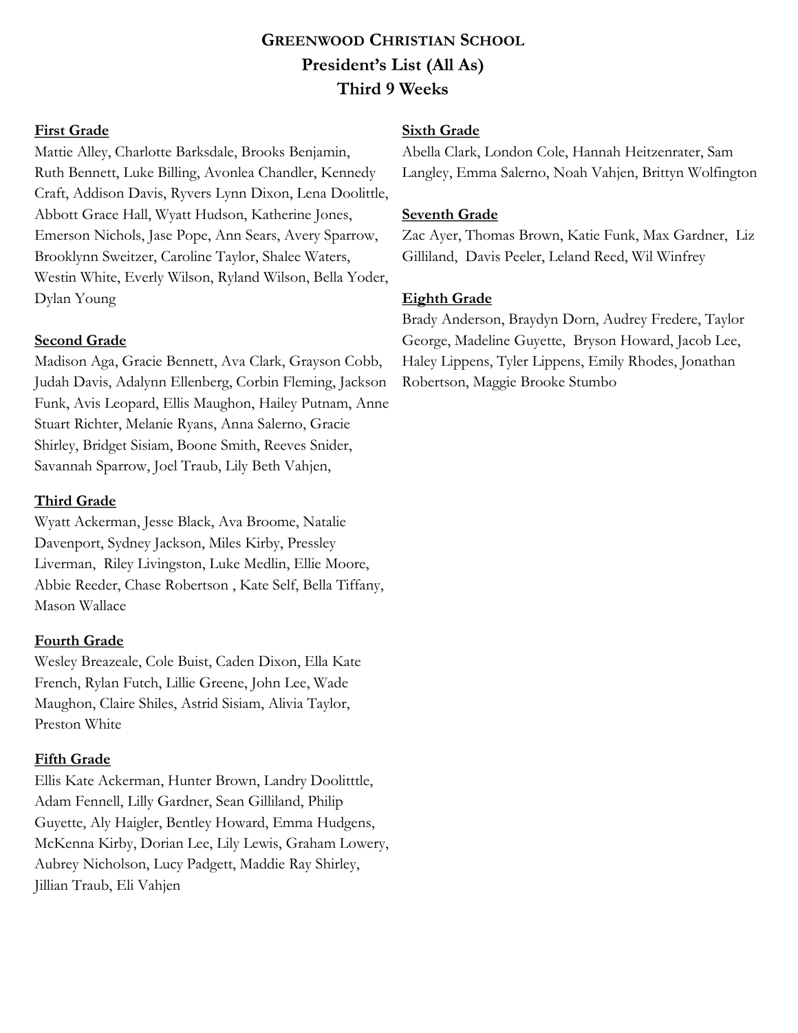# Greenwood Christian School
## President's List (All As)
## Third 9 Weeks

**First Grade**

Mattie Alley, Charlotte Barksdale, Brooks Benjamin, Ruth Bennett, Luke Billing, Avonlea Chandler, Kennedy Craft, Addison Davis, Ryvers Lynn Dixon, Lena Doolittle, Abbott Grace Hall, Wyatt Hudson, Katherine Jones, Emerson Nichols, Jase Pope, Ann Sears, Avery Sparrow, Brooklynn Sweitzer, Caroline Taylor, Shalee Waters, Westin White, Everly Wilson, Ryland Wilson, Bella Yoder, Dylan Young

**Second Grade**

Madison Aga, Gracie Bennett, Ava Clark, Grayson Cobb, Judah Davis, Adalynn Ellenberg, Corbin Fleming, Jackson Funk, Avis Leopard, Ellis Maughon, Hailey Putnam, Anne Stuart Richter, Melanie Ryans, Anna Salerno, Gracie Shirley, Bridget Sisiam, Boone Smith, Reeves Snider, Savannah Sparrow, Joel Traub, Lily Beth Vahjen,

**Third Grade**

Wyatt Ackerman, Jesse Black, Ava Broome, Natalie Davenport, Sydney Jackson, Miles Kirby, Pressley Liverman, Riley Livingston, Luke Medlin, Ellie Moore, Abbie Reeder, Chase Robertson , Kate Self, Bella Tiffany, Mason Wallace

**Fourth Grade**

Wesley Breazeale, Cole Buist, Caden Dixon, Ella Kate French, Rylan Futch, Lillie Greene, John Lee, Wade Maughon, Claire Shiles, Astrid Sisiam, Alivia Taylor, Preston White

**Fifth Grade**

Ellis Kate Ackerman, Hunter Brown, Landry Doolitttle, Adam Fennell, Lilly Gardner, Sean Gilliland, Philip Guyette, Aly Haigler, Bentley Howard, Emma Hudgens, McKenna Kirby, Dorian Lee, Lily Lewis, Graham Lowery, Aubrey Nicholson, Lucy Padgett, Maddie Ray Shirley, Jillian Traub, Eli Vahjen

**Sixth Grade**

Abella Clark, London Cole, Hannah Heitzenrater, Sam Langley, Emma Salerno, Noah Vahjen, Brittyn Wolfington

**Seventh Grade**

Zac Ayer, Thomas Brown, Katie Funk, Max Gardner, Liz Gilliland, Davis Peeler, Leland Reed, Wil Winfrey

**Eighth Grade**

Brady Anderson, Braydyn Dorn, Audrey Fredere, Taylor George, Madeline Guyette, Bryson Howard, Jacob Lee, Haley Lippens, Tyler Lippens, Emily Rhodes, Jonathan Robertson, Maggie Brooke Stumbo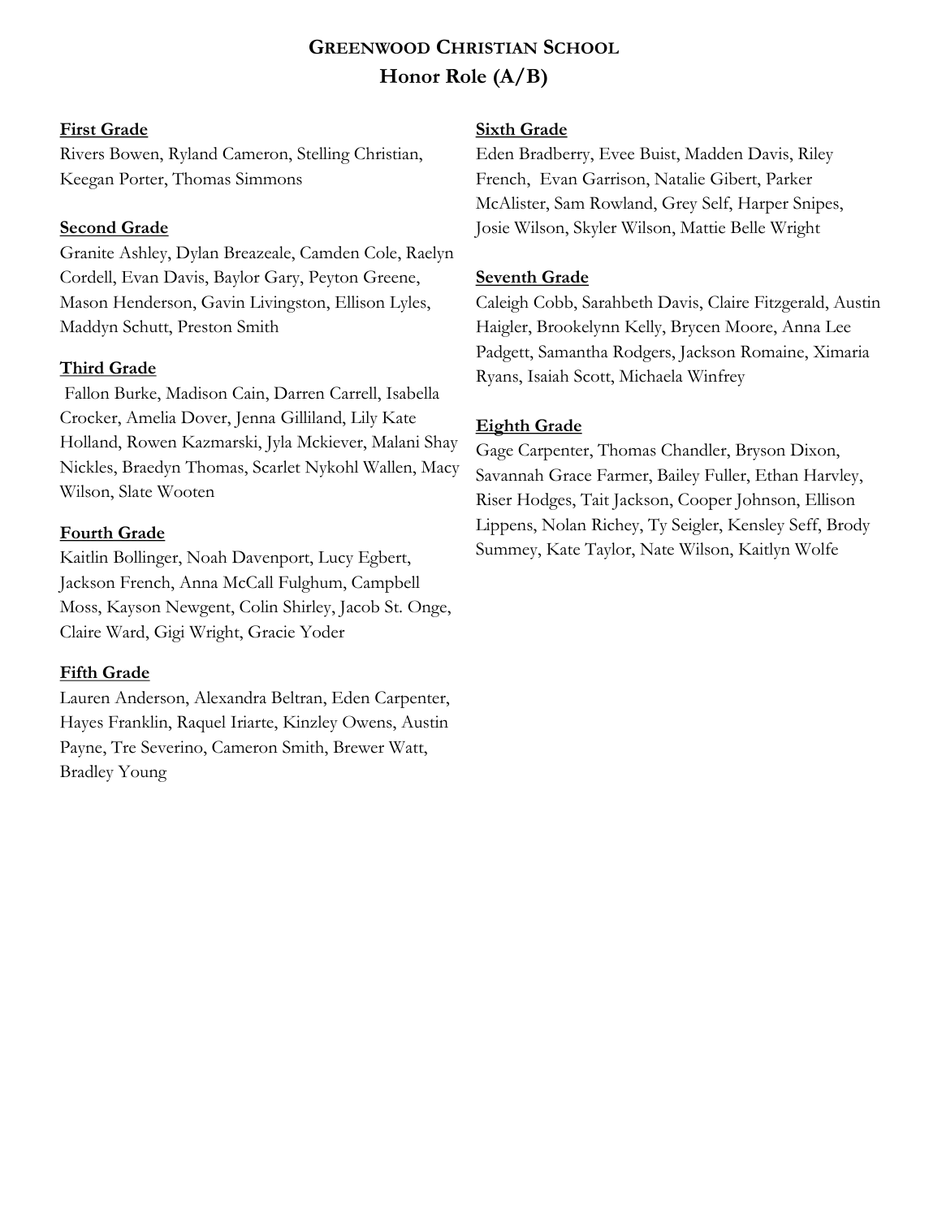# Greenwood Christian School

## Honor Role (A/B)

**First Grade**

Rivers Bowen, Ryland Cameron, Stelling Christian, Keegan Porter, Thomas Simmons

**Second Grade**

Granite Ashley, Dylan Breazeale, Camden Cole, Raelyn Cordell, Evan Davis, Baylor Gary, Peyton Greene, Mason Henderson, Gavin Livingston, Ellison Lyles, Maddyn Schutt, Preston Smith

**Third Grade**

Fallon Burke, Madison Cain, Darren Carrell, Isabella Crocker, Amelia Dover, Jenna Gilliland, Lily Kate Holland, Rowen Kazmarski, Jyla Mckiever, Malani Shay Nickles, Braedyn Thomas, Scarlet Nykohl Wallen, Macy Wilson, Slate Wooten

**Fourth Grade**

Kaitlin Bollinger, Noah Davenport, Lucy Egbert, Jackson French, Anna McCall Fulghum, Campbell Moss, Kayson Newgent, Colin Shirley, Jacob St. Onge, Claire Ward, Gigi Wright, Gracie Yoder

**Fifth Grade**

Lauren Anderson, Alexandra Beltran, Eden Carpenter, Hayes Franklin, Raquel Iriarte, Kinzley Owens, Austin Payne, Tre Severino, Cameron Smith, Brewer Watt, Bradley Young

**Sixth Grade**

Eden Bradberry, Evee Buist, Madden Davis, Riley French, Evan Garrison, Natalie Gibert, Parker McAlister, Sam Rowland, Grey Self, Harper Snipes, Josie Wilson, Skyler Wilson, Mattie Belle Wright

**Seventh Grade**

Caleigh Cobb, Sarahbeth Davis, Claire Fitzgerald, Austin Haigler, Brookelynn Kelly, Brycen Moore, Anna Lee Padgett, Samantha Rodgers, Jackson Romaine, Ximaria Ryans, Isaiah Scott, Michaela Winfrey

**Eighth Grade**

Gage Carpenter, Thomas Chandler, Bryson Dixon, Savannah Grace Farmer, Bailey Fuller, Ethan Harvley, Riser Hodges, Tait Jackson, Cooper Johnson, Ellison Lippens, Nolan Richey, Ty Seigler, Kensley Seff, Brody Summey, Kate Taylor, Nate Wilson, Kaitlyn Wolfe